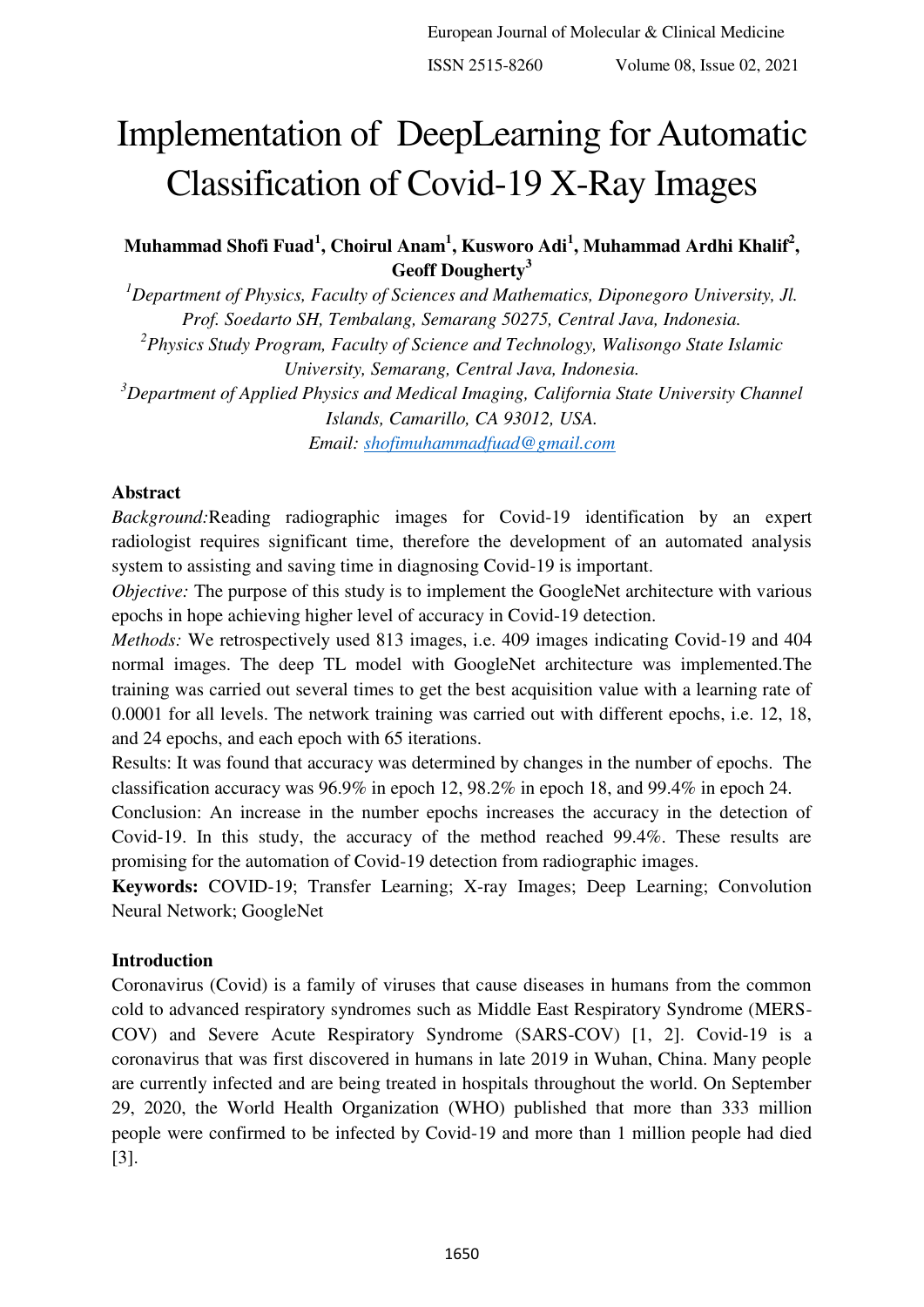# Implementation of DeepLearning for Automatic Classification of Covid-19 X-Ray Images

**Muhammad Shofi Fuad[1], Choirul Anam[1], Kusworo Adi[1], Muhammad Ardhi Khalif[2], Geoff Dougherty[3]**

[1]*Department of Physics, Faculty of Sciences and Mathematics, Diponegoro University, Jl. Prof. Soedarto SH, Tembalang, Semarang 50275, Central Java, Indonesia.*

[2]*Physics Study Program, Faculty of Science and Technology, Walisongo State Islamic University, Semarang, Central Java, Indonesia.*

[3]*Department of Applied Physics and Medical Imaging, California State University Channel Islands, Camarillo, CA 93012, USA.*

*Email: shofimuhammadfuad@gmail.com*

## Abstract

*Background:*Reading radiographic images for Covid-19 identification by an expert radiologist requires significant time, therefore the development of an automated analysis system to assisting and saving time in diagnosing Covid-19 is important.

*Objective:* The purpose of this study is to implement the GoogleNet architecture with various epochs in hope achieving higher level of accuracy in Covid-19 detection.

*Methods:* We retrospectively used 813 images, i.e. 409 images indicating Covid-19 and 404 normal images. The deep TL model with GoogleNet architecture was implemented.The training was carried out several times to get the best acquisition value with a learning rate of 0.0001 for all levels. The network training was carried out with different epochs, i.e. 12, 18, and 24 epochs, and each epoch with 65 iterations.

Results: It was found that accuracy was determined by changes in the number of epochs. The classification accuracy was 96.9% in epoch 12, 98.2% in epoch 18, and 99.4% in epoch 24.

Conclusion: An increase in the number epochs increases the accuracy in the detection of Covid-19. In this study, the accuracy of the method reached 99.4%. These results are promising for the automation of Covid-19 detection from radiographic images.

**Keywords:** COVID-19; Transfer Learning; X-ray Images; Deep Learning; Convolution Neural Network; GoogleNet

## Introduction

Coronavirus (Covid) is a family of viruses that cause diseases in humans from the common cold to advanced respiratory syndromes such as Middle East Respiratory Syndrome (MERS-COV) and Severe Acute Respiratory Syndrome (SARS-COV) [1, 2]. Covid-19 is a coronavirus that was first discovered in humans in late 2019 in Wuhan, China. Many people are currently infected and are being treated in hospitals throughout the world. On September 29, 2020, the World Health Organization (WHO) published that more than 333 million people were confirmed to be infected by Covid-19 and more than 1 million people had died [3].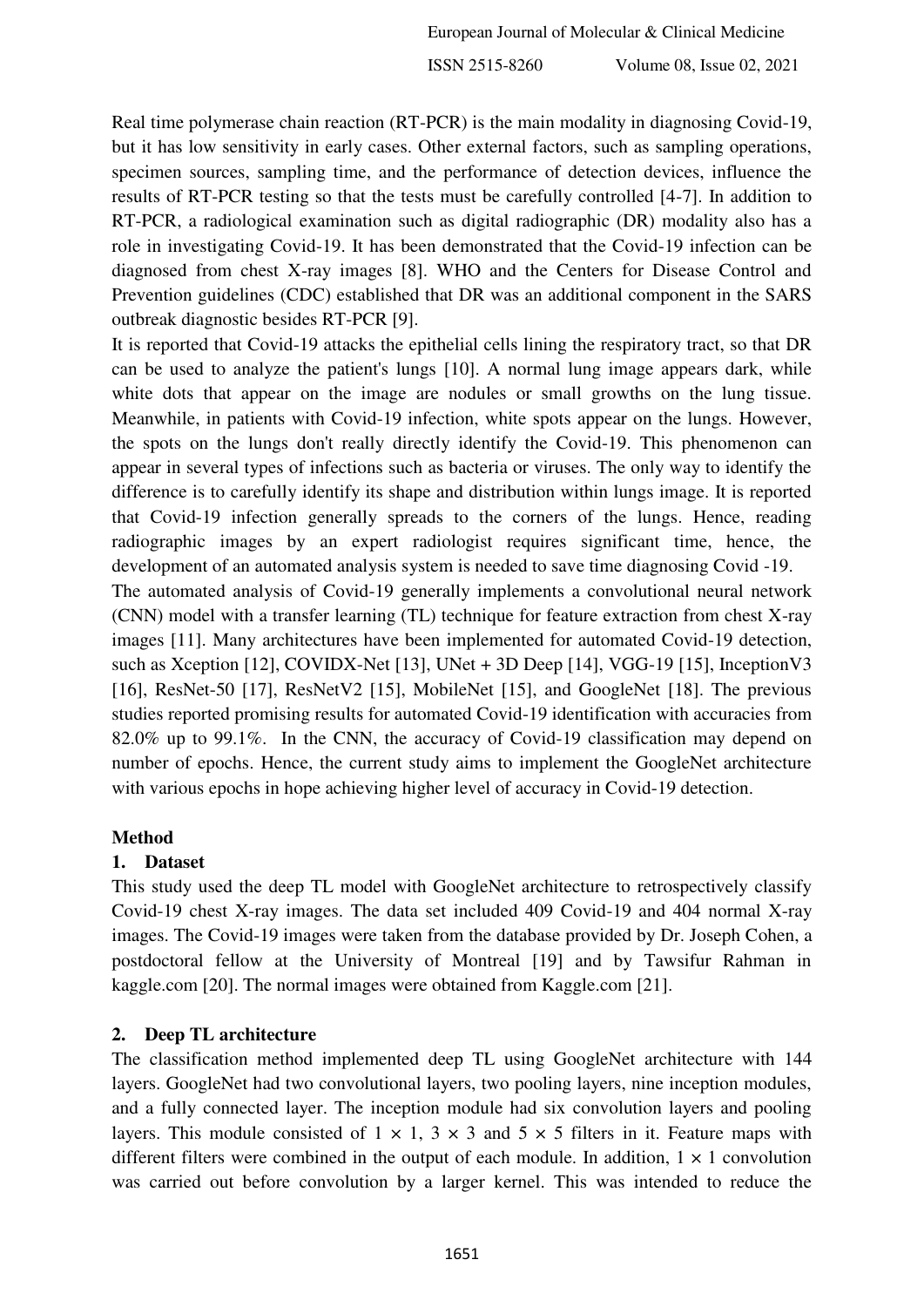Real time polymerase chain reaction (RT-PCR) is the main modality in diagnosing Covid-19, but it has low sensitivity in early cases. Other external factors, such as sampling operations, specimen sources, sampling time, and the performance of detection devices, influence the results of RT-PCR testing so that the tests must be carefully controlled [4-7]. In addition to RT-PCR, a radiological examination such as digital radiographic (DR) modality also has a role in investigating Covid-19. It has been demonstrated that the Covid-19 infection can be diagnosed from chest X-ray images [8]. WHO and the Centers for Disease Control and Prevention guidelines (CDC) established that DR was an additional component in the SARS outbreak diagnostic besides RT-PCR [9].

It is reported that Covid-19 attacks the epithelial cells lining the respiratory tract, so that DR can be used to analyze the patient's lungs [10]. A normal lung image appears dark, while white dots that appear on the image are nodules or small growths on the lung tissue. Meanwhile, in patients with Covid-19 infection, white spots appear on the lungs. However, the spots on the lungs don't really directly identify the Covid-19. This phenomenon can appear in several types of infections such as bacteria or viruses. The only way to identify the difference is to carefully identify its shape and distribution within lungs image. It is reported that Covid-19 infection generally spreads to the corners of the lungs. Hence, reading radiographic images by an expert radiologist requires significant time, hence, the development of an automated analysis system is needed to save time diagnosing Covid -19.

The automated analysis of Covid-19 generally implements a convolutional neural network (CNN) model with a transfer learning (TL) technique for feature extraction from chest X-ray images [11]. Many architectures have been implemented for automated Covid-19 detection, such as Xception [12], COVIDX-Net [13], UNet + 3D Deep [14], VGG-19 [15], InceptionV3 [16], ResNet-50 [17], ResNetV2 [15], MobileNet [15], and GoogleNet [18]. The previous studies reported promising results for automated Covid-19 identification with accuracies from 82.0% up to 99.1%. In the CNN, the accuracy of Covid-19 classification may depend on number of epochs. Hence, the current study aims to implement the GoogleNet architecture with various epochs in hope achieving higher level of accuracy in Covid-19 detection.

## Method

### 1. Dataset

This study used the deep TL model with GoogleNet architecture to retrospectively classify Covid-19 chest X-ray images. The data set included 409 Covid-19 and 404 normal X-ray images. The Covid-19 images were taken from the database provided by Dr. Joseph Cohen, a postdoctoral fellow at the University of Montreal [19] and by Tawsifur Rahman in kaggle.com [20]. The normal images were obtained from Kaggle.com [21].

### 2. Deep TL architecture

The classification method implemented deep TL using GoogleNet architecture with 144 layers. GoogleNet had two convolutional layers, two pooling layers, nine inception modules, and a fully connected layer. The inception module had six convolution layers and pooling layers. This module consisted of $1 \times 1$, $3 \times 3$ and $5 \times 5$ filters in it. Feature maps with different filters were combined in the output of each module. In addition, $1 \times 1$ convolution was carried out before convolution by a larger kernel. This was intended to reduce the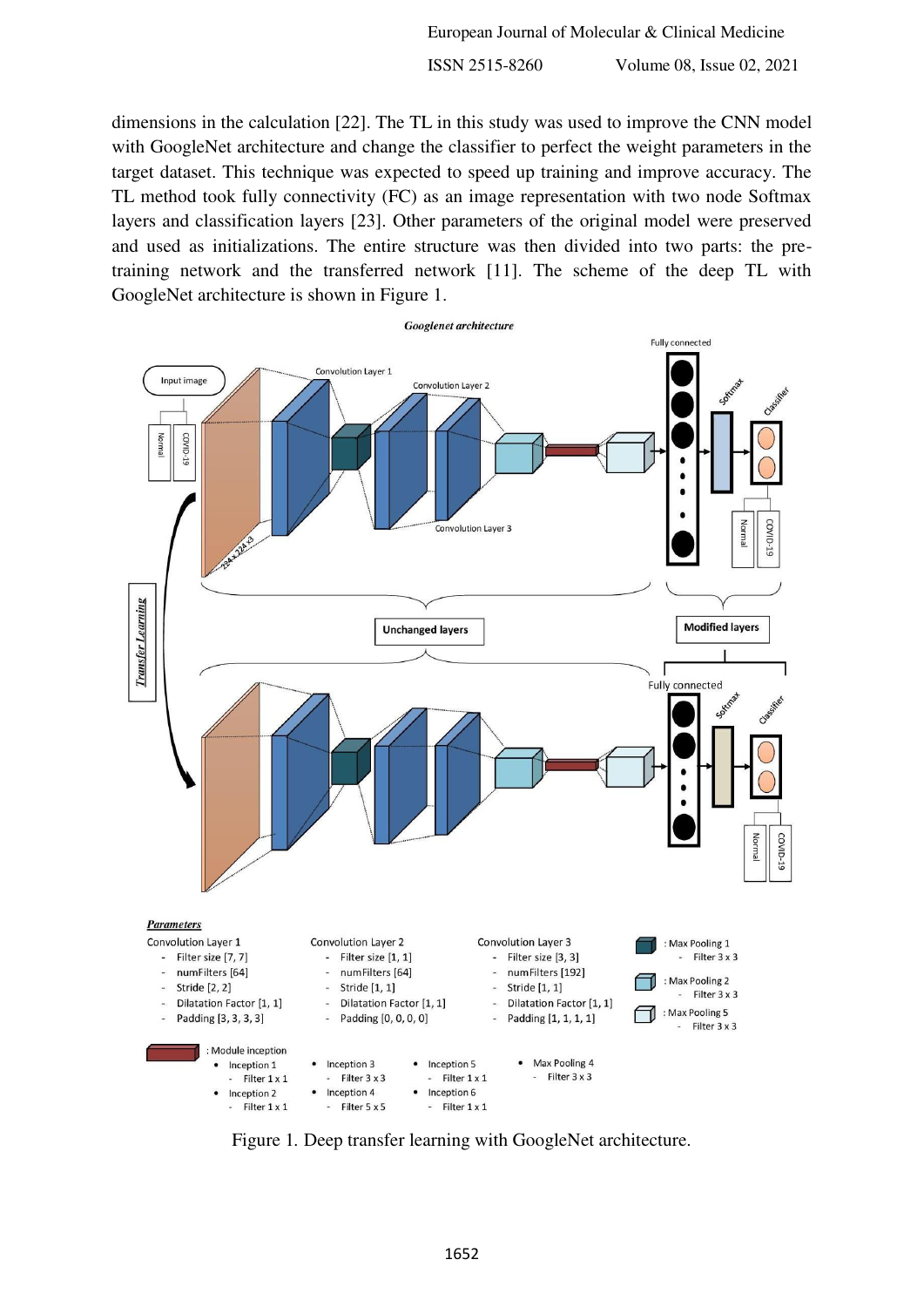dimensions in the calculation [22]. The TL in this study was used to improve the CNN model with GoogleNet architecture and change the classifier to perfect the weight parameters in the target dataset. This technique was expected to speed up training and improve accuracy. The TL method took fully connectivity (FC) as an image representation with two node Softmax layers and classification layers [23]. Other parameters of the original model were preserved and used as initializations. The entire structure was then divided into two parts: the pre-training network and the transferred network [11]. The scheme of the deep TL with GoogleNet architecture is shown in Figure 1.

Figure 1. Deep transfer learning with GoogleNet architecture.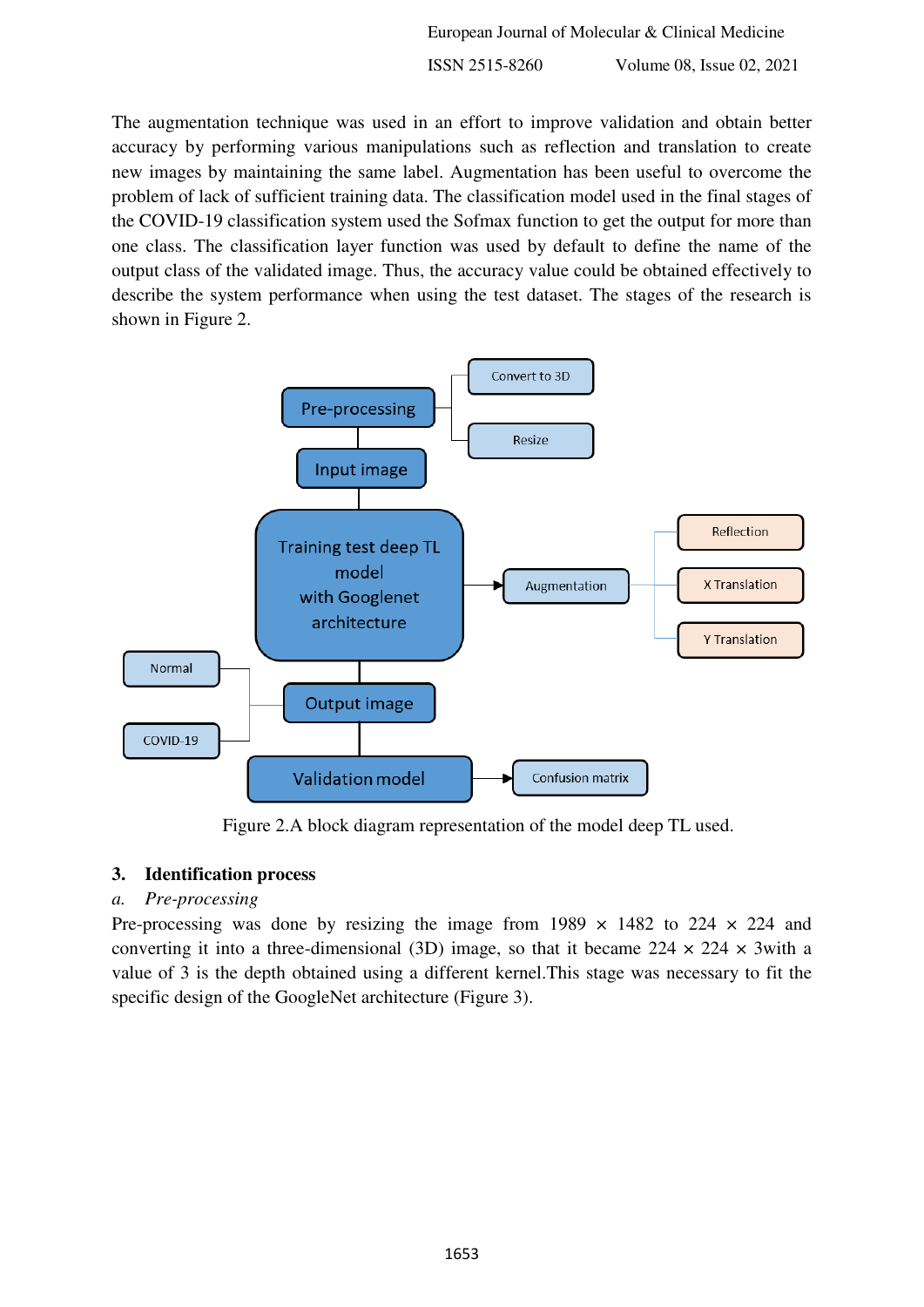The augmentation technique was used in an effort to improve validation and obtain better accuracy by performing various manipulations such as reflection and translation to create new images by maintaining the same label. Augmentation has been useful to overcome the problem of lack of sufficient training data. The classification model used in the final stages of the COVID-19 classification system used the Sofmax function to get the output for more than one class. The classification layer function was used by default to define the name of the output class of the validated image. Thus, the accuracy value could be obtained effectively to describe the system performance when using the test dataset. The stages of the research is shown in Figure 2.

Figure 2.A block diagram representation of the model deep TL used.

## 3. Identification process

### *a. Pre-processing*

Pre-processing was done by resizing the image from 1989 × 1482 to 224 × 224 and converting it into a three-dimensional (3D) image, so that it became 224 × 224 × 3with a value of 3 is the depth obtained using a different kernel.This stage was necessary to fit the specific design of the GoogleNet architecture (Figure 3).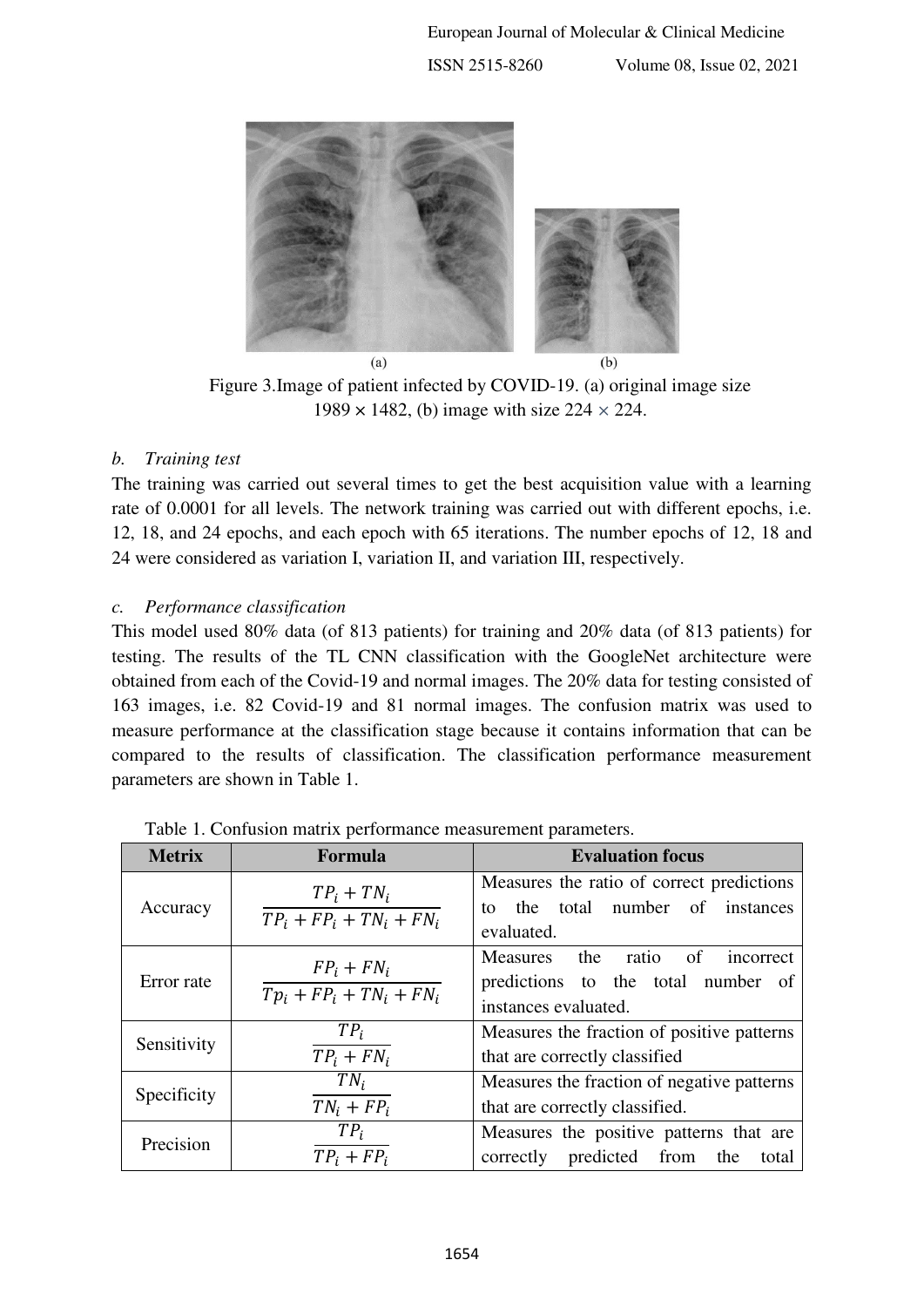Figure 3.Image of patient infected by COVID-19. (a) original image size 1989 × 1482, (b) image with size 224 × 224.

*b. Training test*

The training was carried out several times to get the best acquisition value with a learning rate of 0.0001 for all levels. The network training was carried out with different epochs, i.e. 12, 18, and 24 epochs, and each epoch with 65 iterations. The number epochs of 12, 18 and 24 were considered as variation I, variation II, and variation III, respectively.

*c. Performance classification*

This model used 80% data (of 813 patients) for training and 20% data (of 813 patients) for testing. The results of the TL CNN classification with the GoogleNet architecture were obtained from each of the Covid-19 and normal images. The 20% data for testing consisted of 163 images, i.e. 82 Covid-19 and 81 normal images. The confusion matrix was used to measure performance at the classification stage because it contains information that can be compared to the results of classification. The classification performance measurement parameters are shown in Table 1.

Table 1. Confusion matrix performance measurement parameters.

| Metrix | Formula | Evaluation focus |
| --- | --- | --- |
| Accuracy | $\frac{TP_i + TN_i}{TP_i + FP_i + TN_i + FN_i}$ | Measures the ratio of correct predictions to the total number of instances evaluated. |
| Error rate | $\frac{FP_i + FN_i}{Tp_i + FP_i + TN_i + FN_i}$ | Measures the ratio of incorrect predictions to the total number of instances evaluated. |
| Sensitivity | $\frac{TP_i}{TP_i + FN_i}$ | Measures the fraction of positive patterns that are correctly classified |
| Specificity | $\frac{TN_i}{TN_i + FP_i}$ | Measures the fraction of negative patterns that are correctly classified. |
| Precision | $\frac{TP_i}{TP_i + FP_i}$ | Measures the positive patterns that are correctly predicted from the total |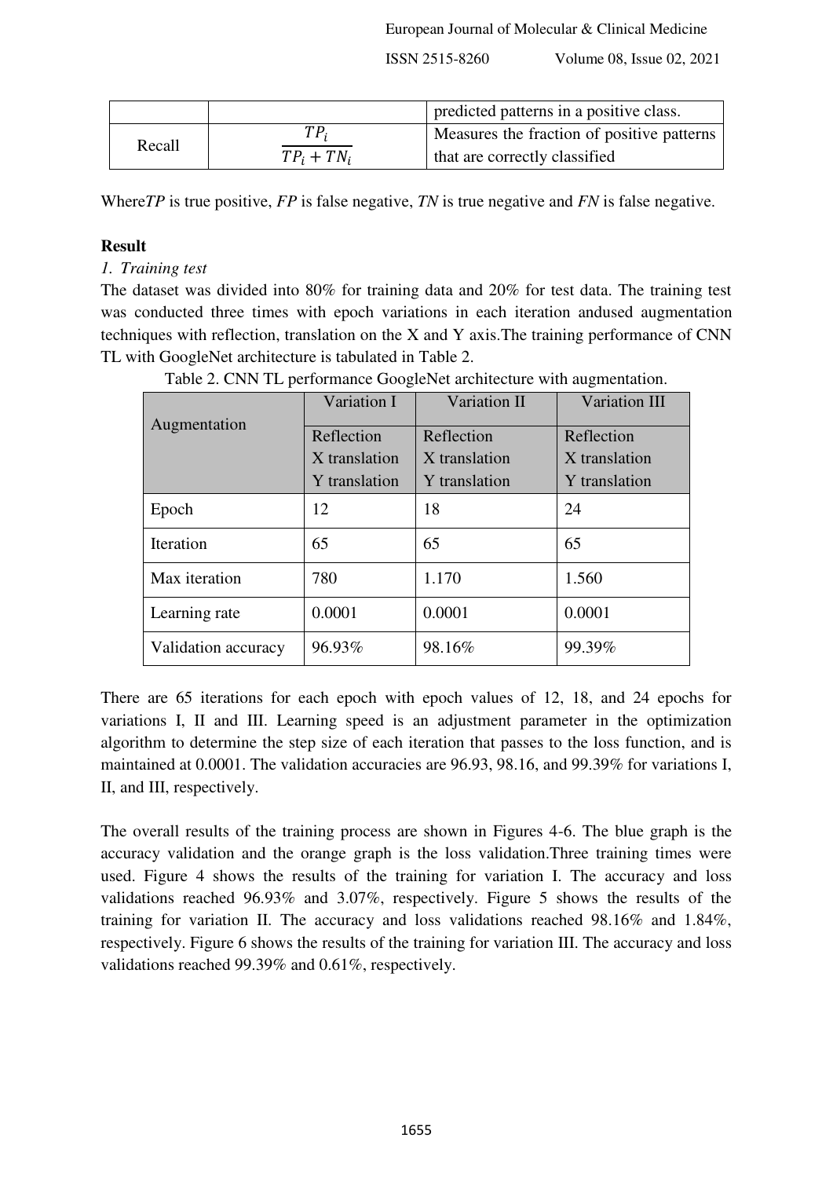| | | predicted patterns in a positive class. |
|---|---|---|
| Recall | $\frac{TP_i}{TP_i + TN_i}$ | Measures the fraction of positive patterns that are correctly classified |

Where*TP* is true positive, *FP* is false negative, *TN* is true negative and *FN* is false negative.

**Result**

*1. Training test*

The dataset was divided into 80% for training data and 20% for test data. The training test was conducted three times with epoch variations in each iteration andused augmentation techniques with reflection, translation on the X and Y axis.The training performance of CNN TL with GoogleNet architecture is tabulated in Table 2.

Table 2. CNN TL performance GoogleNet architecture with augmentation.

| Augmentation | Variation I | Variation II | Variation III |
|---|---|---|---|
| | Reflection X translation Y translation | Reflection X translation Y translation | Reflection X translation Y translation |
| Epoch | 12 | 18 | 24 |
| Iteration | 65 | 65 | 65 |
| Max iteration | 780 | 1.170 | 1.560 |
| Learning rate | 0.0001 | 0.0001 | 0.0001 |
| Validation accuracy | 96.93% | 98.16% | 99.39% |

There are 65 iterations for each epoch with epoch values of 12, 18, and 24 epochs for variations I, II and III. Learning speed is an adjustment parameter in the optimization algorithm to determine the step size of each iteration that passes to the loss function, and is maintained at 0.0001. The validation accuracies are 96.93, 98.16, and 99.39% for variations I, II, and III, respectively.

The overall results of the training process are shown in Figures 4-6. The blue graph is the accuracy validation and the orange graph is the loss validation.Three training times were used. Figure 4 shows the results of the training for variation I. The accuracy and loss validations reached 96.93% and 3.07%, respectively. Figure 5 shows the results of the training for variation II. The accuracy and loss validations reached 98.16% and 1.84%, respectively. Figure 6 shows the results of the training for variation III. The accuracy and loss validations reached 99.39% and 0.61%, respectively.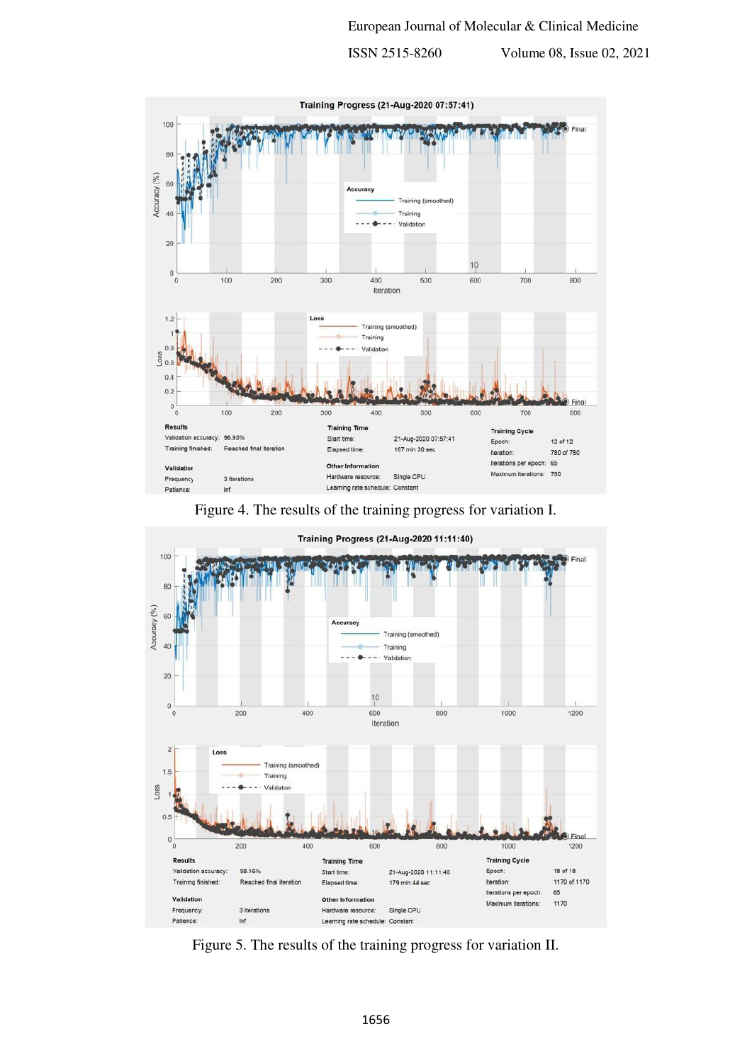Figure 4. The results of the training progress for variation I.

Figure 5. The results of the training progress for variation II.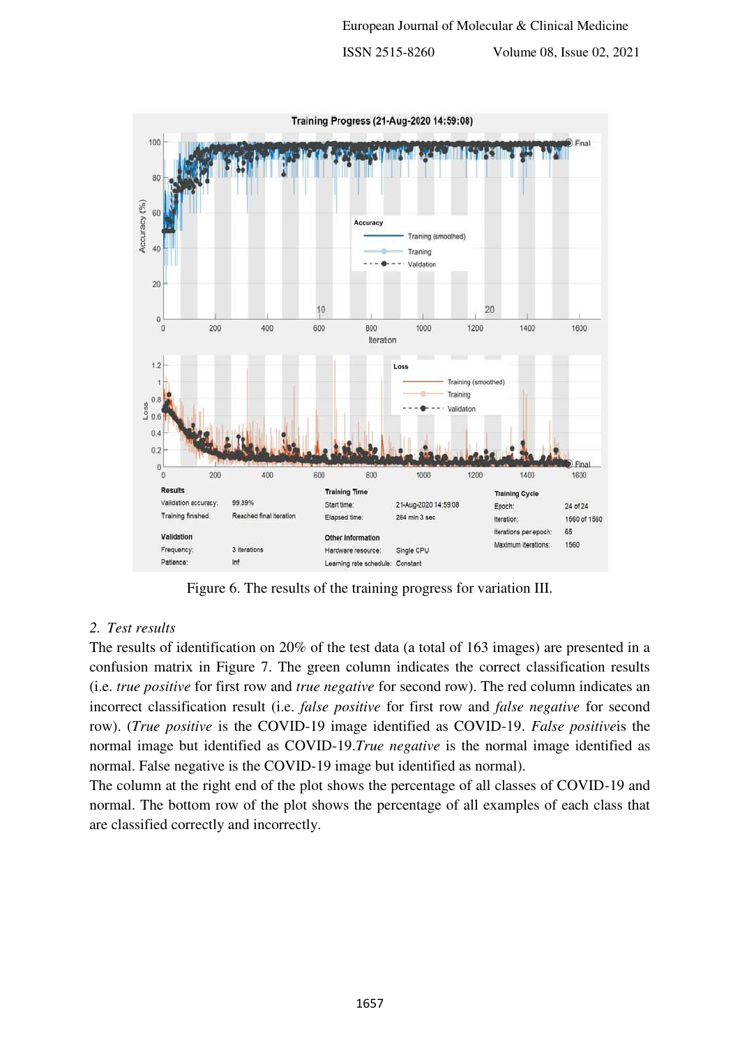Figure 6. The results of the training progress for variation III.

*2. Test results*

The results of identification on 20% of the test data (a total of 163 images) are presented in a confusion matrix in Figure 7. The green column indicates the correct classification results (i.e. *true positive* for first row and *true negative* for second row). The red column indicates an incorrect classification result (i.e. *false positive* for first row and *false negative* for second row). (*True positive* is the COVID-19 image identified as COVID-19. *False positive*is the normal image but identified as COVID-19.*True negative* is the normal image identified as normal. False negative is the COVID-19 image but identified as normal).

The column at the right end of the plot shows the percentage of all classes of COVID-19 and normal. The bottom row of the plot shows the percentage of all examples of each class that are classified correctly and incorrectly.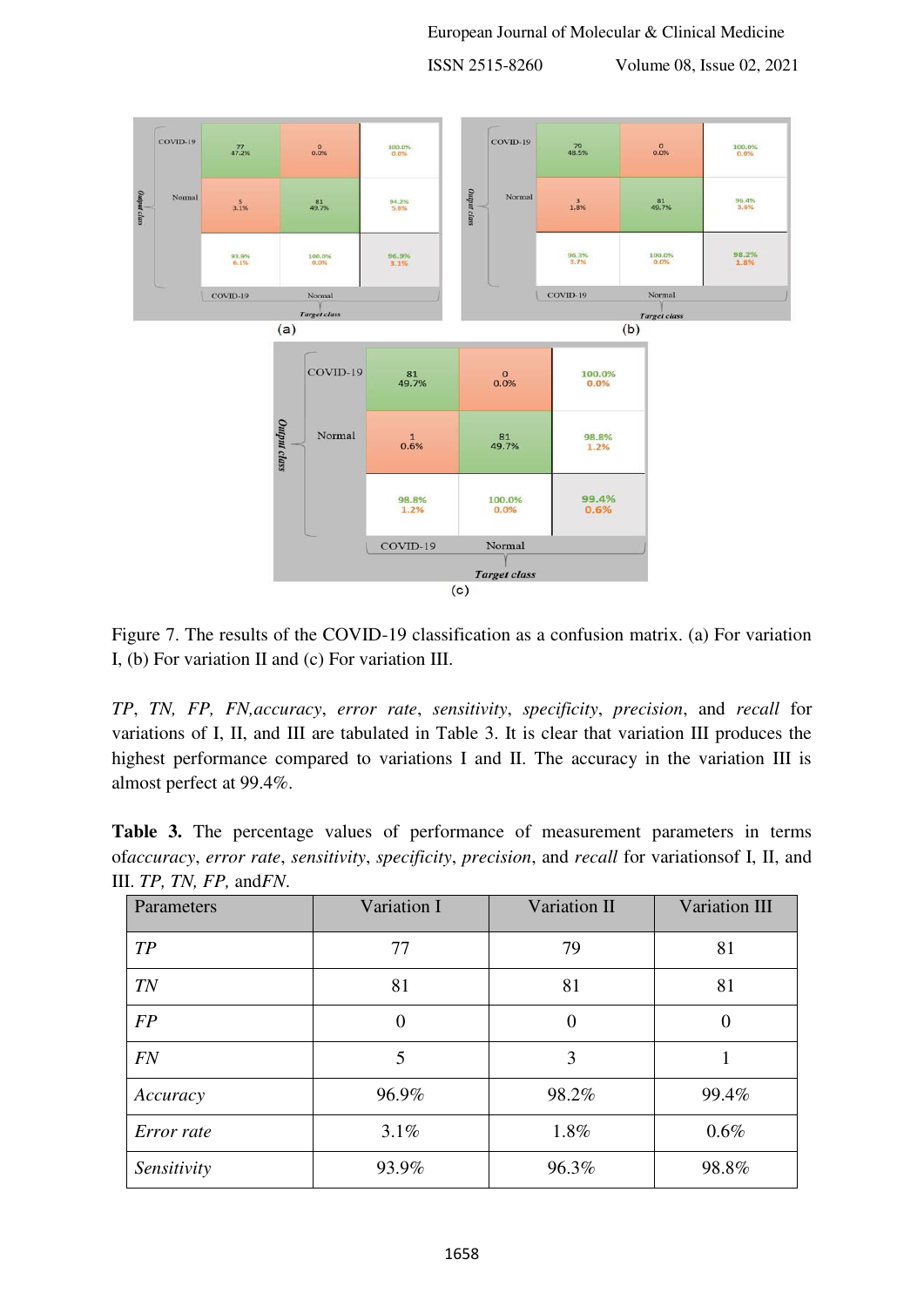Figure 7. The results of the COVID-19 classification as a confusion matrix. (a) For variation I, (b) For variation II and (c) For variation III.

*TP*, *TN*, *FP*, *FN*,*accuracy*, *error rate*, *sensitivity*, *specificity*, *precision*, and *recall* for variations of I, II, and III are tabulated in Table 3. It is clear that variation III produces the highest performance compared to variations I and II. The accuracy in the variation III is almost perfect at 99.4%.

**Table 3.** The percentage values of performance of measurement parameters in terms of*accuracy*, *error rate*, *sensitivity*, *specificity*, *precision*, and *recall* for variationsof I, II, and III. *TP, TN, FP,* and*FN*.

| Parameters | Variation I | Variation II | Variation III |
|---|---|---|---|
| *TP* | 77 | 79 | 81 |
| *TN* | 81 | 81 | 81 |
| *FP* | 0 | 0 | 0 |
| *FN* | 5 | 3 | 1 |
| *Accuracy* | 96.9% | 98.2% | 99.4% |
| *Error rate* | 3.1% | 1.8% | 0.6% |
| *Sensitivity* | 93.9% | 96.3% | 98.8% |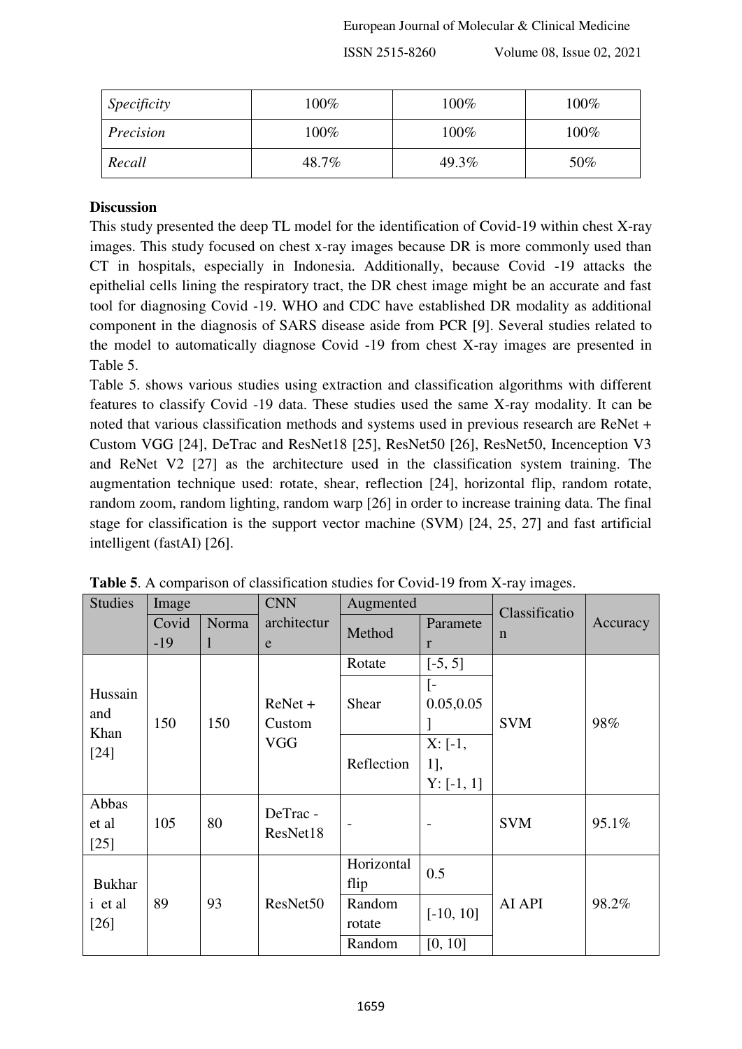| *Specificity* | 100% | 100% | 100% |
| --- | --- | --- | --- |
| *Precision* | 100% | 100% | 100% |
| *Recall* | 48.7% | 49.3% | 50% |

**Discussion**

This study presented the deep TL model for the identification of Covid-19 within chest X-ray images. This study focused on chest x-ray images because DR is more commonly used than CT in hospitals, especially in Indonesia. Additionally, because Covid -19 attacks the epithelial cells lining the respiratory tract, the DR chest image might be an accurate and fast tool for diagnosing Covid -19. WHO and CDC have established DR modality as additional component in the diagnosis of SARS disease aside from PCR [9]. Several studies related to the model to automatically diagnose Covid -19 from chest X-ray images are presented in Table 5.

Table 5. shows various studies using extraction and classification algorithms with different features to classify Covid -19 data. These studies used the same X-ray modality. It can be noted that various classification methods and systems used in previous research are ReNet + Custom VGG [24], DeTrac and ResNet18 [25], ResNet50 [26], ResNet50, Incenception V3 and ReNet V2 [27] as the architecture used in the classification system training. The augmentation technique used: rotate, shear, reflection [24], horizontal flip, random rotate, random zoom, random lighting, random warp [26] in order to increase training data. The final stage for classification is the support vector machine (SVM) [24, 25, 27] and fast artificial intelligent (fastAI) [26].

**Table 5**. A comparison of classification studies for Covid-19 from X-ray images.

| Studies | Image | | CNN architecture | Augmented | | Classification | Accuracy |
| --- | --- | --- | --- | --- | --- | --- | --- |
| | Covid -19 | Normal | | Method | Parameter | | |
| Hussain and Khan [24] | 150 | 150 | ReNet + Custom VGG | Rotate | [-5, 5] | SVM | 98% |
| | | | | Shear | [-0.05,0.05] | | |
| | | | | Reflection | X: [-1, 1], Y: [-1, 1] | | |
| Abbas et al [25] | 105 | 80 | DeTrac - ResNet18 | - | - | SVM | 95.1% |
| Bukhari et al [26] | 89 | 93 | ResNet50 | Horizontal flip | 0.5 | AI API | 98.2% |
| | | | | Random rotate | [-10, 10] | | |
| | | | | Random | [0, 10] | | |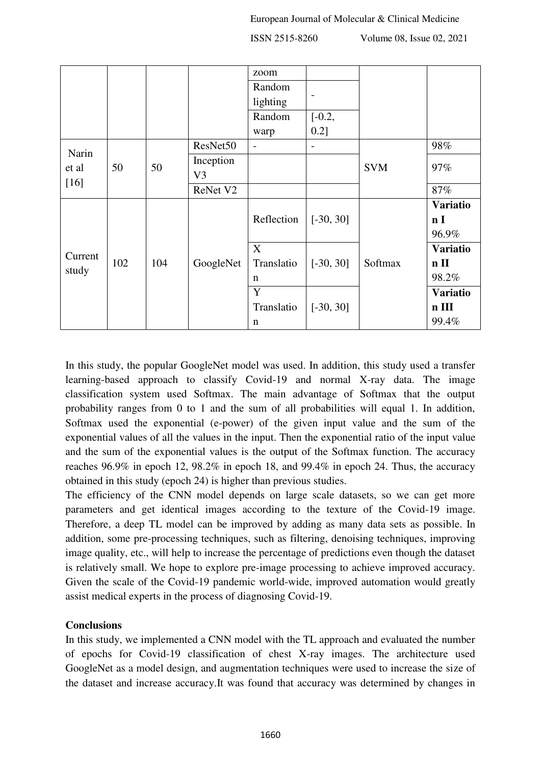| | | | | zoom | | | |
|---|---|---|---|---|---|---|---|
| | | | | Random lighting | - | | |
| | | | | Random warp | [-0.2, 0.2] | | |
| Narin et al [16] | 50 | 50 | ResNet50 | - | - | SVM | 98% |
| | | | Inception V3 | | | | 97% |
| | | | ReNet V2 | | | | 87% |
| Current study | 102 | 104 | GoogleNet | Reflection | [-30, 30] | Softmax | **Variation I** 96.9% |
| | | | | X Translation | [-30, 30] | | **Variation II** 98.2% |
| | | | | Y Translation | [-30, 30] | | **Variation III** 99.4% |

In this study, the popular GoogleNet model was used. In addition, this study used a transfer learning-based approach to classify Covid-19 and normal X-ray data. The image classification system used Softmax. The main advantage of Softmax that the output probability ranges from 0 to 1 and the sum of all probabilities will equal 1. In addition, Softmax used the exponential (e-power) of the given input value and the sum of the exponential values of all the values in the input. Then the exponential ratio of the input value and the sum of the exponential values is the output of the Softmax function. The accuracy reaches 96.9% in epoch 12, 98.2% in epoch 18, and 99.4% in epoch 24. Thus, the accuracy obtained in this study (epoch 24) is higher than previous studies.

The efficiency of the CNN model depends on large scale datasets, so we can get more parameters and get identical images according to the texture of the Covid-19 image. Therefore, a deep TL model can be improved by adding as many data sets as possible. In addition, some pre-processing techniques, such as filtering, denoising techniques, improving image quality, etc., will help to increase the percentage of predictions even though the dataset is relatively small. We hope to explore pre-image processing to achieve improved accuracy. Given the scale of the Covid-19 pandemic world-wide, improved automation would greatly assist medical experts in the process of diagnosing Covid-19.

## Conclusions

In this study, we implemented a CNN model with the TL approach and evaluated the number of epochs for Covid-19 classification of chest X-ray images. The architecture used GoogleNet as a model design, and augmentation techniques were used to increase the size of the dataset and increase accuracy.It was found that accuracy was determined by changes in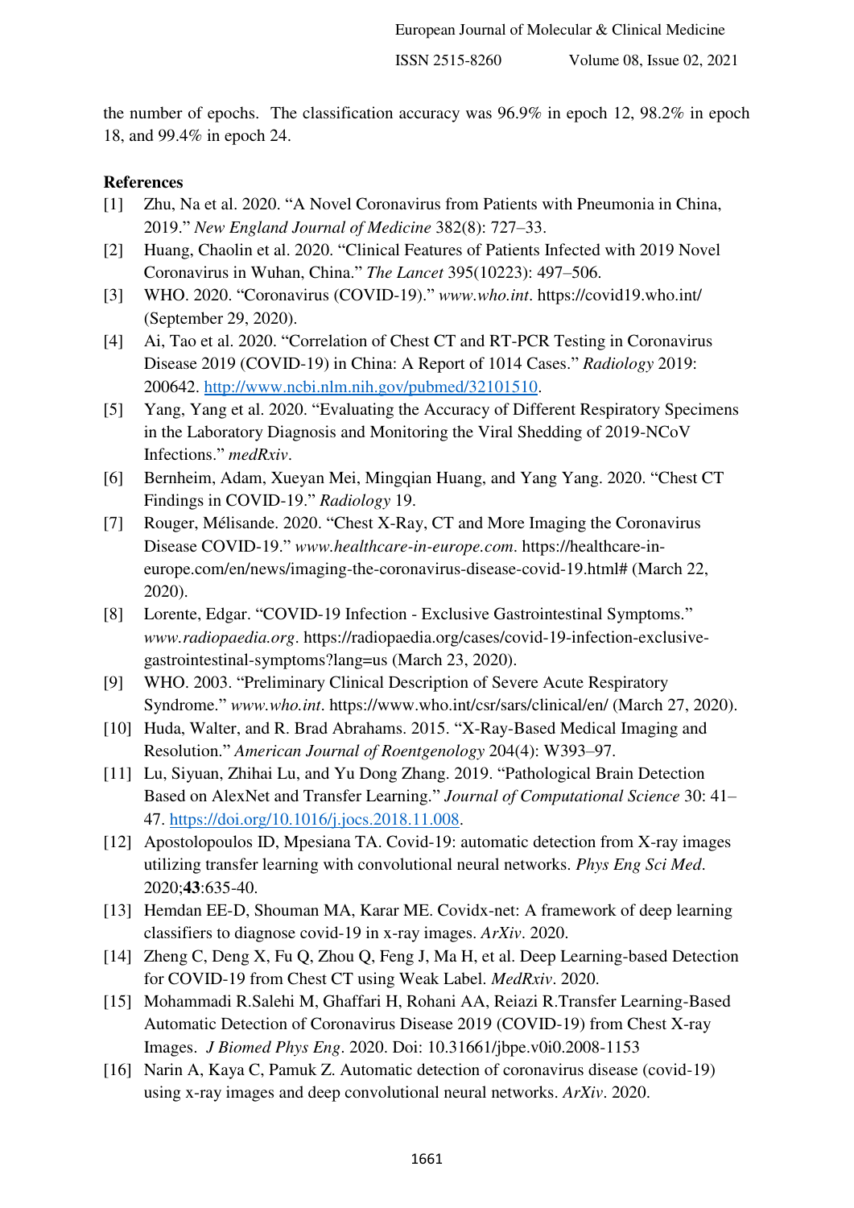the number of epochs. The classification accuracy was 96.9% in epoch 12, 98.2% in epoch 18, and 99.4% in epoch 24.

**References**

[1] Zhu, Na et al. 2020. "A Novel Coronavirus from Patients with Pneumonia in China, 2019." *New England Journal of Medicine* 382(8): 727–33.

[2] Huang, Chaolin et al. 2020. "Clinical Features of Patients Infected with 2019 Novel Coronavirus in Wuhan, China." *The Lancet* 395(10223): 497–506.

[3] WHO. 2020. "Coronavirus (COVID-19)." *www.who.int*. https://covid19.who.int/ (September 29, 2020).

[4] Ai, Tao et al. 2020. "Correlation of Chest CT and RT-PCR Testing in Coronavirus Disease 2019 (COVID-19) in China: A Report of 1014 Cases." *Radiology* 2019: 200642. http://www.ncbi.nlm.nih.gov/pubmed/32101510.

[5] Yang, Yang et al. 2020. "Evaluating the Accuracy of Different Respiratory Specimens in the Laboratory Diagnosis and Monitoring the Viral Shedding of 2019-NCoV Infections." *medRxiv*.

[6] Bernheim, Adam, Xueyan Mei, Mingqian Huang, and Yang Yang. 2020. "Chest CT Findings in COVID-19." *Radiology* 19.

[7] Rouger, Mélisande. 2020. "Chest X-Ray, CT and More Imaging the Coronavirus Disease COVID-19." *www.healthcare-in-europe.com*. https://healthcare-in-europe.com/en/news/imaging-the-coronavirus-disease-covid-19.html# (March 22, 2020).

[8] Lorente, Edgar. "COVID-19 Infection - Exclusive Gastrointestinal Symptoms." *www.radiopaedia.org*. https://radiopaedia.org/cases/covid-19-infection-exclusive-gastrointestinal-symptoms?lang=us (March 23, 2020).

[9] WHO. 2003. "Preliminary Clinical Description of Severe Acute Respiratory Syndrome." *www.who.int*. https://www.who.int/csr/sars/clinical/en/ (March 27, 2020).

[10] Huda, Walter, and R. Brad Abrahams. 2015. "X-Ray-Based Medical Imaging and Resolution." *American Journal of Roentgenology* 204(4): W393–97.

[11] Lu, Siyuan, Zhihai Lu, and Yu Dong Zhang. 2019. "Pathological Brain Detection Based on AlexNet and Transfer Learning." *Journal of Computational Science* 30: 41–47. https://doi.org/10.1016/j.jocs.2018.11.008.

[12] Apostolopoulos ID, Mpesiana TA. Covid-19: automatic detection from X-ray images utilizing transfer learning with convolutional neural networks. *Phys Eng Sci Med*. 2020;**43**:635-40.

[13] Hemdan EE-D, Shouman MA, Karar ME. Covidx-net: A framework of deep learning classifiers to diagnose covid-19 in x-ray images. *ArXiv*. 2020.

[14] Zheng C, Deng X, Fu Q, Zhou Q, Feng J, Ma H, et al. Deep Learning-based Detection for COVID-19 from Chest CT using Weak Label. *MedRxiv*. 2020.

[15] Mohammadi R.Salehi M, Ghaffari H, Rohani AA, Reiazi R.Transfer Learning-Based Automatic Detection of Coronavirus Disease 2019 (COVID-19) from Chest X-ray Images. *J Biomed Phys Eng*. 2020. Doi: 10.31661/jbpe.v0i0.2008-1153

[16] Narin A, Kaya C, Pamuk Z. Automatic detection of coronavirus disease (covid-19) using x-ray images and deep convolutional neural networks. *ArXiv*. 2020.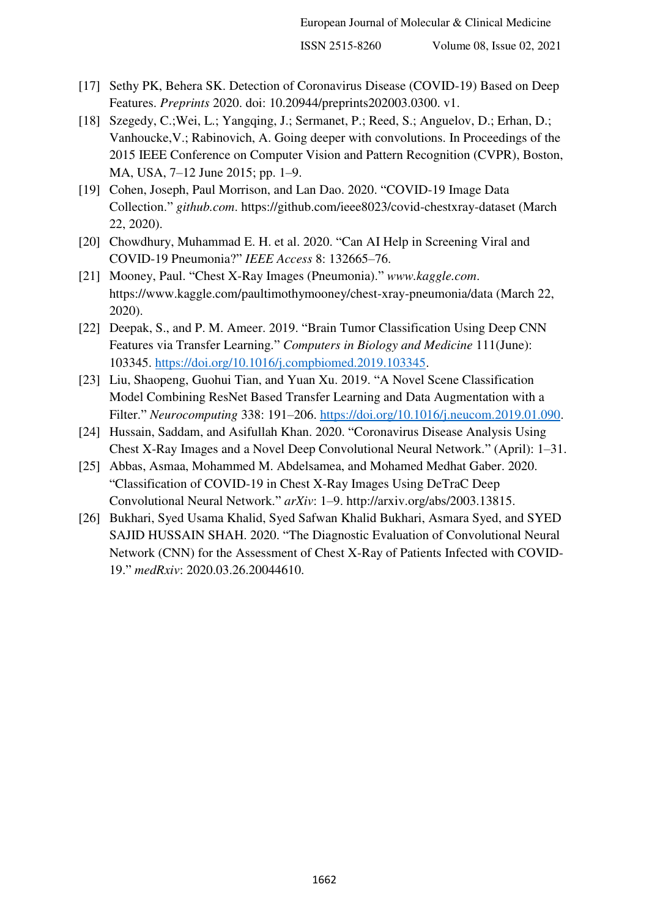[17] Sethy PK, Behera SK. Detection of Coronavirus Disease (COVID-19) Based on Deep Features. *Preprints* 2020. doi: 10.20944/preprints202003.0300. v1.

[18] Szegedy, C.;Wei, L.; Yangqing, J.; Sermanet, P.; Reed, S.; Anguelov, D.; Erhan, D.; Vanhoucke,V.; Rabinovich, A. Going deeper with convolutions. In Proceedings of the 2015 IEEE Conference on Computer Vision and Pattern Recognition (CVPR), Boston, MA, USA, 7–12 June 2015; pp. 1–9.

[19] Cohen, Joseph, Paul Morrison, and Lan Dao. 2020. "COVID-19 Image Data Collection." *github.com*. https://github.com/ieee8023/covid-chestxray-dataset (March 22, 2020).

[20] Chowdhury, Muhammad E. H. et al. 2020. "Can AI Help in Screening Viral and COVID-19 Pneumonia?" *IEEE Access* 8: 132665–76.

[21] Mooney, Paul. "Chest X-Ray Images (Pneumonia)." *www.kaggle.com*. https://www.kaggle.com/paultimothymooney/chest-xray-pneumonia/data (March 22, 2020).

[22] Deepak, S., and P. M. Ameer. 2019. "Brain Tumor Classification Using Deep CNN Features via Transfer Learning." *Computers in Biology and Medicine* 111(June): 103345. https://doi.org/10.1016/j.compbiomed.2019.103345.

[23] Liu, Shaopeng, Guohui Tian, and Yuan Xu. 2019. "A Novel Scene Classification Model Combining ResNet Based Transfer Learning and Data Augmentation with a Filter." *Neurocomputing* 338: 191–206. https://doi.org/10.1016/j.neucom.2019.01.090.

[24] Hussain, Saddam, and Asifullah Khan. 2020. "Coronavirus Disease Analysis Using Chest X-Ray Images and a Novel Deep Convolutional Neural Network." (April): 1–31.

[25] Abbas, Asmaa, Mohammed M. Abdelsamea, and Mohamed Medhat Gaber. 2020. "Classification of COVID-19 in Chest X-Ray Images Using DeTraC Deep Convolutional Neural Network." *arXiv*: 1–9. http://arxiv.org/abs/2003.13815.

[26] Bukhari, Syed Usama Khalid, Syed Safwan Khalid Bukhari, Asmara Syed, and SYED SAJID HUSSAIN SHAH. 2020. "The Diagnostic Evaluation of Convolutional Neural Network (CNN) for the Assessment of Chest X-Ray of Patients Infected with COVID-19." *medRxiv*: 2020.03.26.20044610.